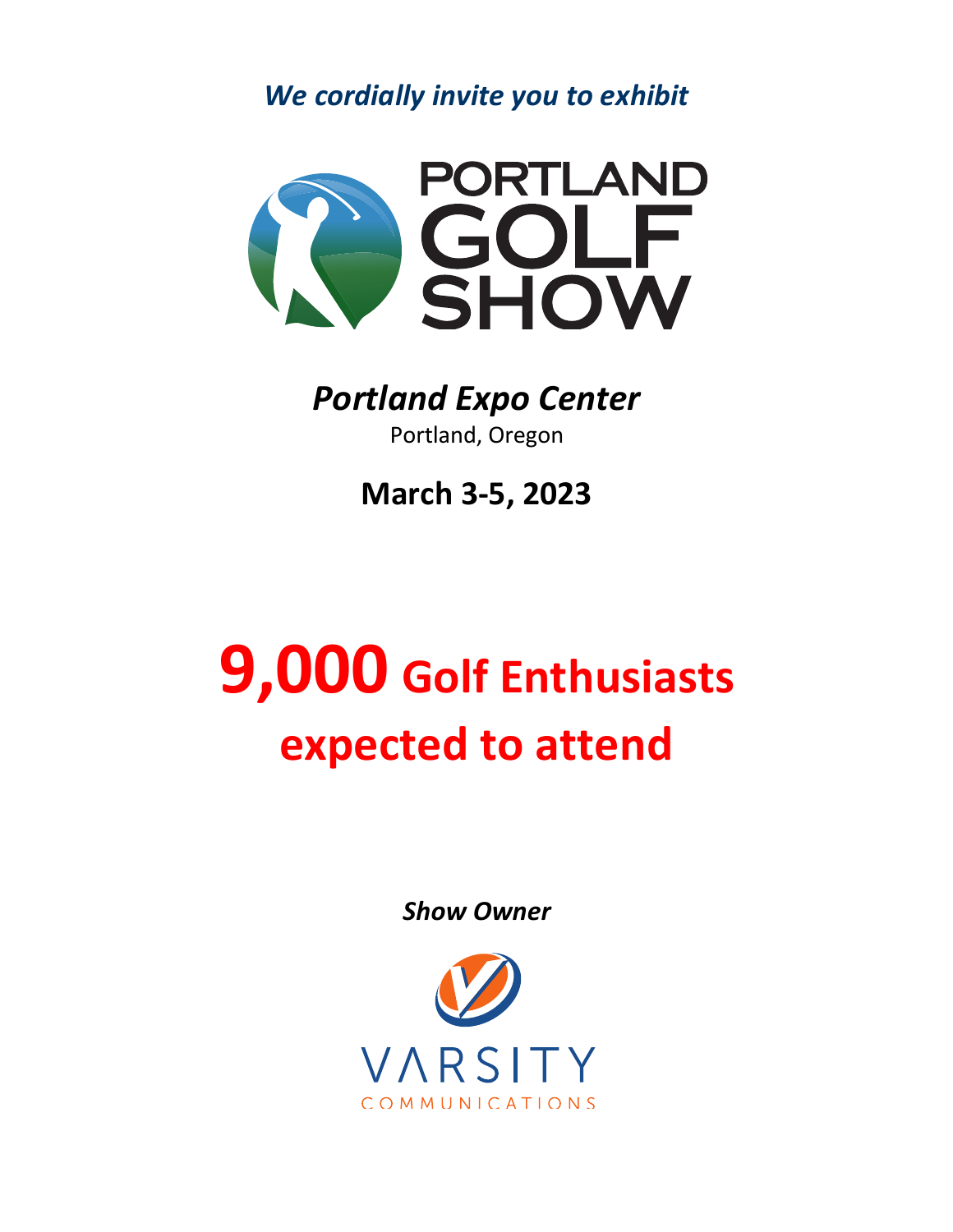*We cordially invite you to exhibit*

# PORTLAND GOLF SHOW

***Portland Expo Center***

Portland, Oregon

**March 3-5, 2023**

## **9,000 Golf Enthusiasts expected to attend**

***Show Owner***

VARSITY COMMUNICATIONS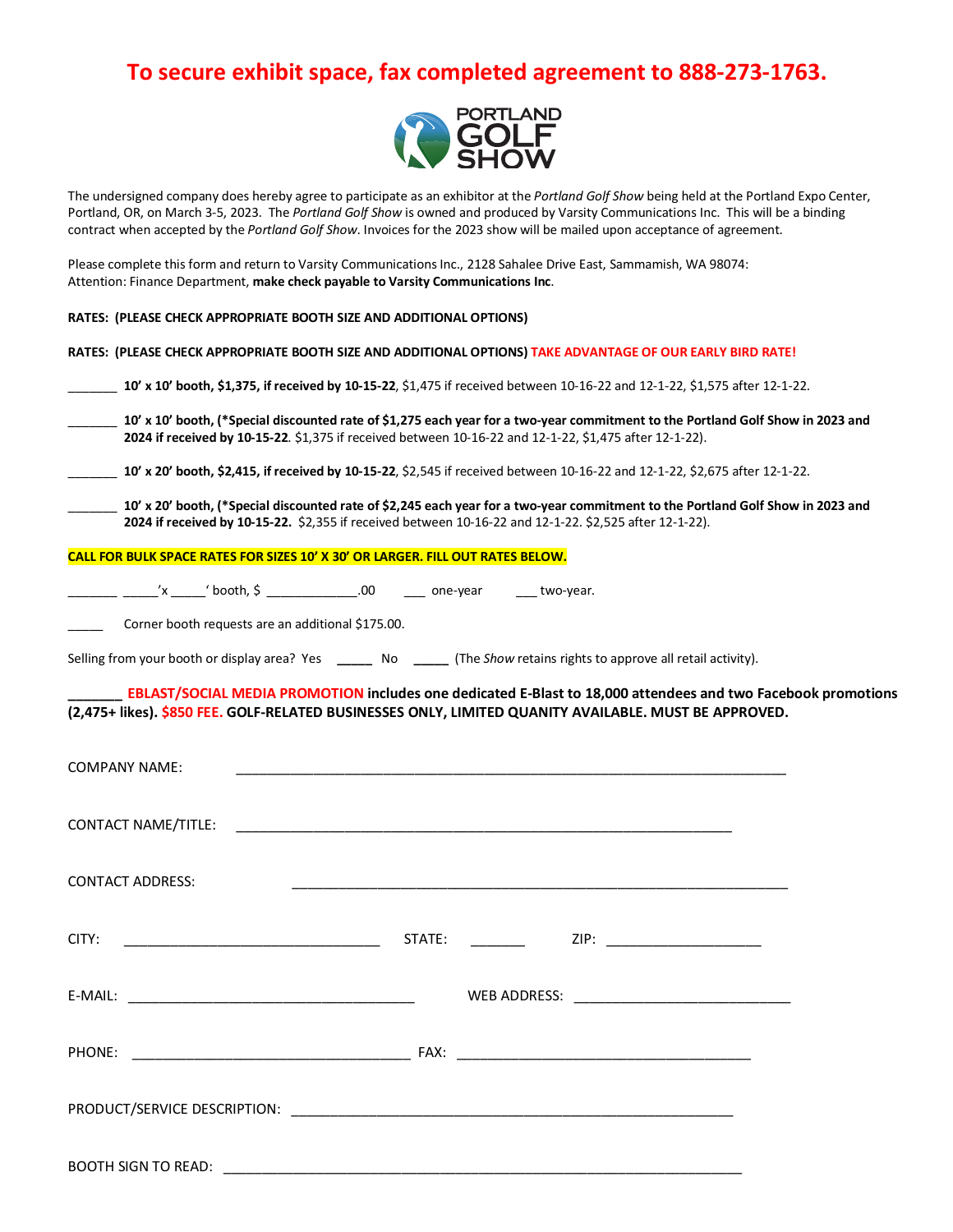# To secure exhibit space, fax completed agreement to 888-273-1763.

**PORTLAND GOLF SHOW**

The undersigned company does hereby agree to participate as an exhibitor at the *Portland Golf Show* being held at the Portland Expo Center, Portland, OR, on March 3-5, 2023. The *Portland Golf Show* is owned and produced by Varsity Communications Inc. This will be a binding contract when accepted by the *Portland Golf Show*. Invoices for the 2023 show will be mailed upon acceptance of agreement.

Please complete this form and return to Varsity Communications Inc., 2128 Sahalee Drive East, Sammamish, WA 98074: Attention: Finance Department, **make check payable to Varsity Communications Inc**.

**RATES: (PLEASE CHECK APPROPRIATE BOOTH SIZE AND ADDITIONAL OPTIONS)**

**RATES: (PLEASE CHECK APPROPRIATE BOOTH SIZE AND ADDITIONAL OPTIONS) TAKE ADVANTAGE OF OUR EARLY BIRD RATE!**

_______ **10' x 10' booth, $1,375, if received by 10-15-22**, $1,475 if received between 10-16-22 and 12-1-22, $1,575 after 12-1-22.

_______ **10' x 10' booth, (*Special discounted rate of $1,275 each year for a two-year commitment to the Portland Golf Show in 2023 and 2024 if received by 10-15-22**. $1,375 if received between 10-16-22 and 12-1-22, $1,475 after 12-1-22).

_______ **10' x 20' booth, $2,415, if received by 10-15-22**, $2,545 if received between 10-16-22 and 12-1-22, $2,675 after 12-1-22.

_______ **10' x 20' booth, (*Special discounted rate of $2,245 each year for a two-year commitment to the Portland Golf Show in 2023 and 2024 if received by 10-15-22.** $2,355 if received between 10-16-22 and 12-1-22. $2,525 after 12-1-22).

**CALL FOR BULK SPACE RATES FOR SIZES 10' X 30' OR LARGER. FILL OUT RATES BELOW.**

_______ _____'x _____' booth, $ _____________.00 ___ one-year ___ two-year.

_____ Corner booth requests are an additional $175.00.

Selling from your booth or display area? Yes _____ No _____ (The *Show* retains rights to approve all retail activity).

**_______ EBLAST/SOCIAL MEDIA PROMOTION includes one dedicated E-Blast to 18,000 attendees and two Facebook promotions (2,475+ likes). $850 FEE. GOLF-RELATED BUSINESSES ONLY, LIMITED QUANITY AVAILABLE. MUST BE APPROVED.**

COMPANY NAME: ______________________________________________________________

CONTACT NAME/TITLE: ______________________________________________________________

CONTACT ADDRESS: ______________________________________________________________

CITY: ________________________________ STATE: _______ ZIP: ____________________

E-MAIL: ____________________________________ WEB ADDRESS: ____________________________

PHONE: ____________________________________ FAX: ______________________________________

PRODUCT/SERVICE DESCRIPTION: ______________________________________________________

BOOTH SIGN TO READ: ______________________________________________________________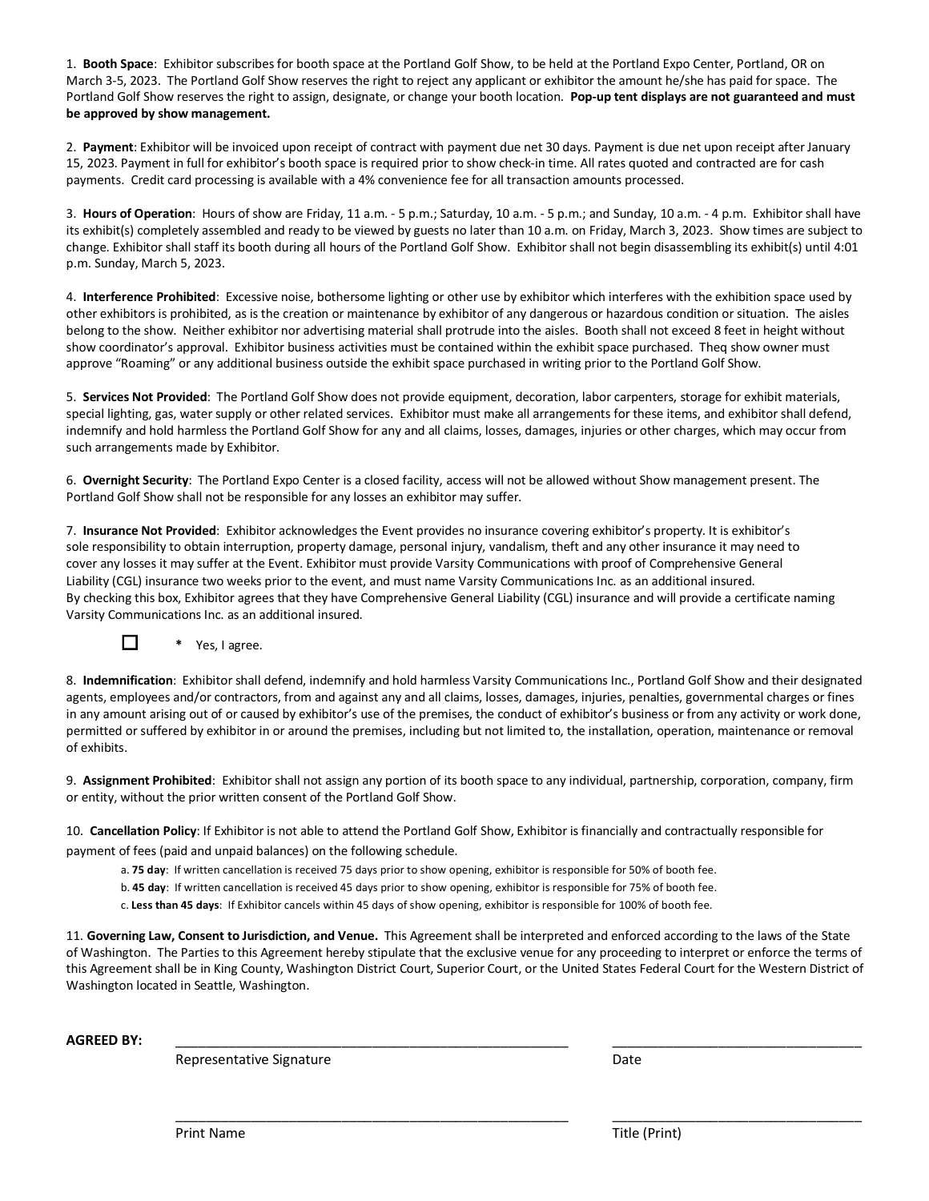1. **Booth Space**: Exhibitor subscribes for booth space at the Portland Golf Show, to be held at the Portland Expo Center, Portland, OR on March 3-5, 2023. The Portland Golf Show reserves the right to reject any applicant or exhibitor the amount he/she has paid for space. The Portland Golf Show reserves the right to assign, designate, or change your booth location. **Pop-up tent displays are not guaranteed and must be approved by show management.**

2. **Payment**: Exhibitor will be invoiced upon receipt of contract with payment due net 30 days. Payment is due net upon receipt after January 15, 2023. Payment in full for exhibitor's booth space is required prior to show check-in time. All rates quoted and contracted are for cash payments. Credit card processing is available with a 4% convenience fee for all transaction amounts processed.

3. **Hours of Operation**: Hours of show are Friday, 11 a.m. - 5 p.m.; Saturday, 10 a.m. - 5 p.m.; and Sunday, 10 a.m. - 4 p.m. Exhibitor shall have its exhibit(s) completely assembled and ready to be viewed by guests no later than 10 a.m. on Friday, March 3, 2023. Show times are subject to change. Exhibitor shall staff its booth during all hours of the Portland Golf Show. Exhibitor shall not begin disassembling its exhibit(s) until 4:01 p.m. Sunday, March 5, 2023.

4. **Interference Prohibited**: Excessive noise, bothersome lighting or other use by exhibitor which interferes with the exhibition space used by other exhibitors is prohibited, as is the creation or maintenance by exhibitor of any dangerous or hazardous condition or situation. The aisles belong to the show. Neither exhibitor nor advertising material shall protrude into the aisles. Booth shall not exceed 8 feet in height without show coordinator's approval. Exhibitor business activities must be contained within the exhibit space purchased. Theq show owner must approve "Roaming" or any additional business outside the exhibit space purchased in writing prior to the Portland Golf Show.

5. **Services Not Provided**: The Portland Golf Show does not provide equipment, decoration, labor carpenters, storage for exhibit materials, special lighting, gas, water supply or other related services. Exhibitor must make all arrangements for these items, and exhibitor shall defend, indemnify and hold harmless the Portland Golf Show for any and all claims, losses, damages, injuries or other charges, which may occur from such arrangements made by Exhibitor.

6. **Overnight Security**: The Portland Expo Center is a closed facility, access will not be allowed without Show management present. The Portland Golf Show shall not be responsible for any losses an exhibitor may suffer.

7. **Insurance Not Provided**: Exhibitor acknowledges the Event provides no insurance covering exhibitor's property. It is exhibitor's sole responsibility to obtain interruption, property damage, personal injury, vandalism, theft and any other insurance it may need to cover any losses it may suffer at the Event. Exhibitor must provide Varsity Communications with proof of Comprehensive General Liability (CGL) insurance two weeks prior to the event, and must name Varsity Communications Inc. as an additional insured. By checking this box, Exhibitor agrees that they have Comprehensive General Liability (CGL) insurance and will provide a certificate naming Varsity Communications Inc. as an additional insured.

☐ * Yes, I agree.

8. **Indemnification**: Exhibitor shall defend, indemnify and hold harmless Varsity Communications Inc., Portland Golf Show and their designated agents, employees and/or contractors, from and against any and all claims, losses, damages, injuries, penalties, governmental charges or fines in any amount arising out of or caused by exhibitor's use of the premises, the conduct of exhibitor's business or from any activity or work done, permitted or suffered by exhibitor in or around the premises, including but not limited to, the installation, operation, maintenance or removal of exhibits.

9. **Assignment Prohibited**: Exhibitor shall not assign any portion of its booth space to any individual, partnership, corporation, company, firm or entity, without the prior written consent of the Portland Golf Show.

10. **Cancellation Policy**: If Exhibitor is not able to attend the Portland Golf Show, Exhibitor is financially and contractually responsible for payment of fees (paid and unpaid balances) on the following schedule.

   a. **75 day**: If written cancellation is received 75 days prior to show opening, exhibitor is responsible for 50% of booth fee.
   b. **45 day**: If written cancellation is received 45 days prior to show opening, exhibitor is responsible for 75% of booth fee.
   c. **Less than 45 days**: If Exhibitor cancels within 45 days of show opening, exhibitor is responsible for 100% of booth fee.

11. **Governing Law, Consent to Jurisdiction, and Venue.** This Agreement shall be interpreted and enforced according to the laws of the State of Washington. The Parties to this Agreement hereby stipulate that the exclusive venue for any proceeding to interpret or enforce the terms of this Agreement shall be in King County, Washington District Court, Superior Court, or the United States Federal Court for the Western District of Washington located in Seattle, Washington.

**AGREED BY:**

_______________________________________ Representative Signature

_______________________________________ Date

_______________________________________ Print Name

_______________________________________ Title (Print)